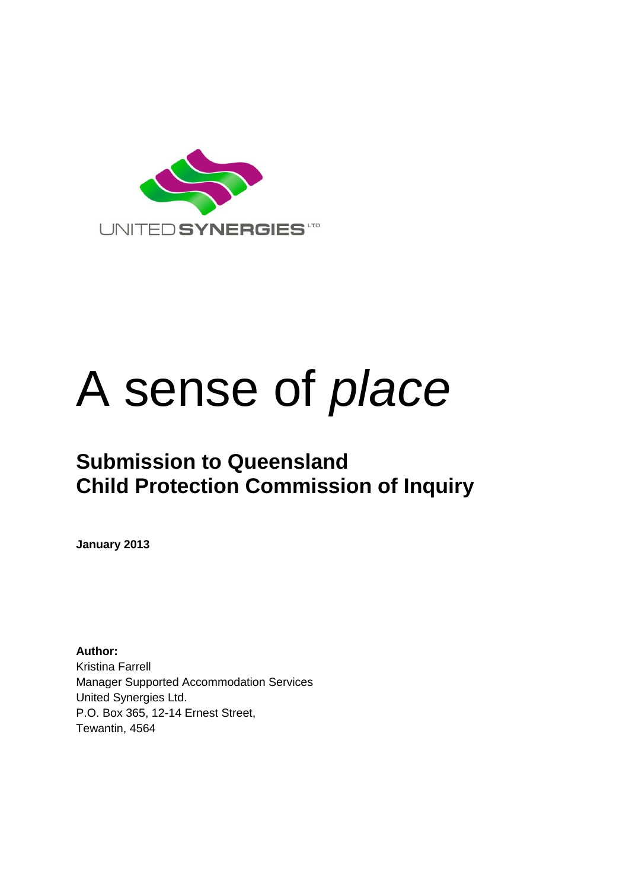UNITED SYNERGIES LTD

# A sense of *place*

## Submission to Queensland Child Protection Commission of Inquiry

**January 2013**

**Author:**
Kristina Farrell
Manager Supported Accommodation Services
United Synergies Ltd.
P.O. Box 365, 12-14 Ernest Street,
Tewantin, 4564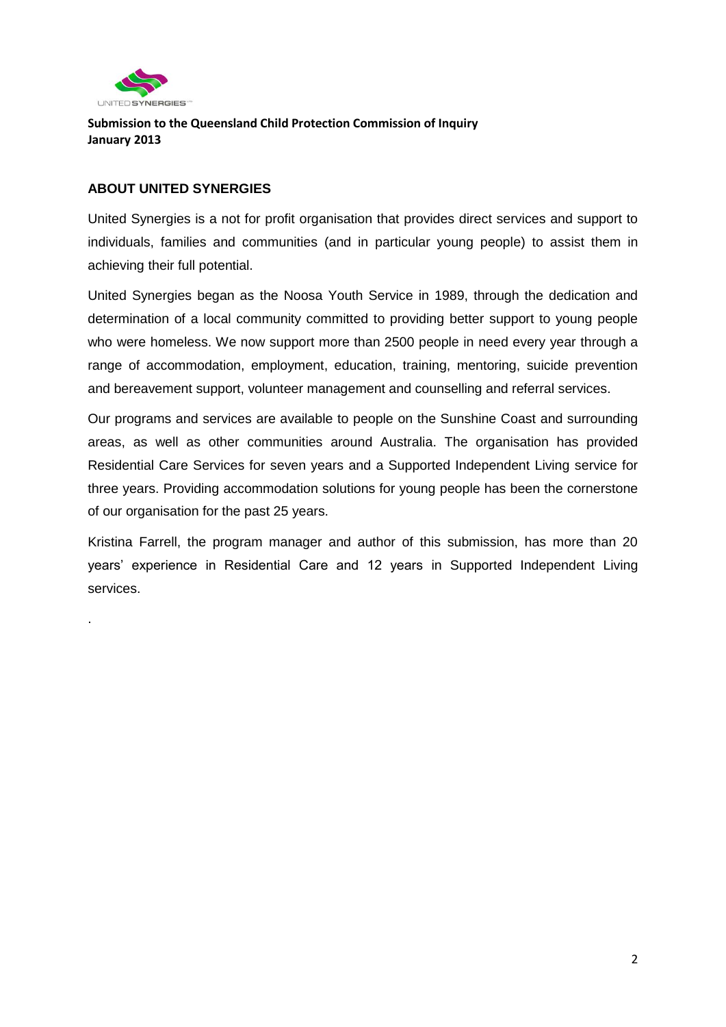**Submission to the Queensland Child Protection Commission of Inquiry**
**January 2013**

## ABOUT UNITED SYNERGIES

United Synergies is a not for profit organisation that provides direct services and support to individuals, families and communities (and in particular young people) to assist them in achieving their full potential.

United Synergies began as the Noosa Youth Service in 1989, through the dedication and determination of a local community committed to providing better support to young people who were homeless. We now support more than 2500 people in need every year through a range of accommodation, employment, education, training, mentoring, suicide prevention and bereavement support, volunteer management and counselling and referral services.

Our programs and services are available to people on the Sunshine Coast and surrounding areas, as well as other communities around Australia. The organisation has provided Residential Care Services for seven years and a Supported Independent Living service for three years. Providing accommodation solutions for young people has been the cornerstone of our organisation for the past 25 years.

Kristina Farrell, the program manager and author of this submission, has more than 20 years' experience in Residential Care and 12 years in Supported Independent Living services.

.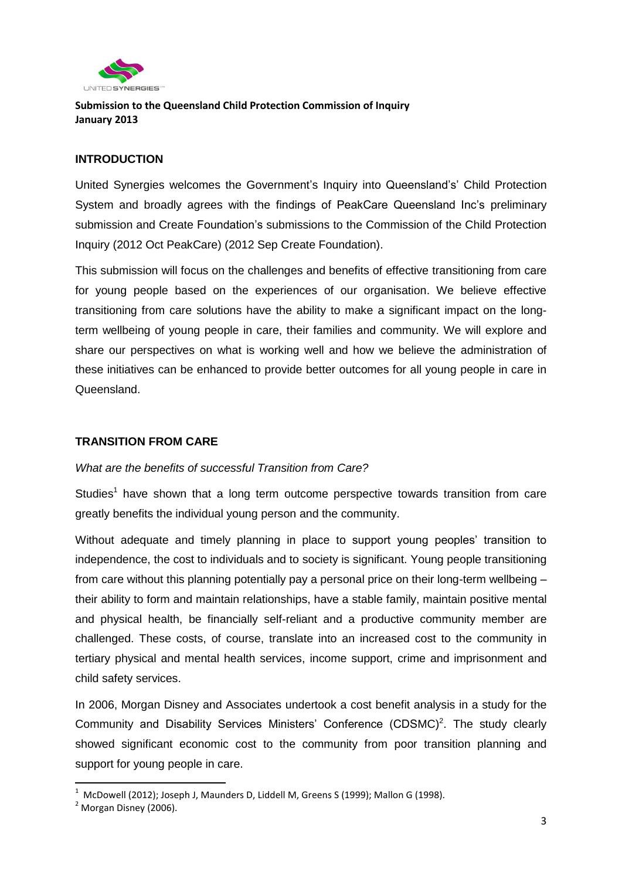**Submission to the Queensland Child Protection Commission of Inquiry**
**January 2013**

## INTRODUCTION

United Synergies welcomes the Government's Inquiry into Queensland's' Child Protection System and broadly agrees with the findings of PeakCare Queensland Inc's preliminary submission and Create Foundation's submissions to the Commission of the Child Protection Inquiry (2012 Oct PeakCare) (2012 Sep Create Foundation).

This submission will focus on the challenges and benefits of effective transitioning from care for young people based on the experiences of our organisation. We believe effective transitioning from care solutions have the ability to make a significant impact on the long-term wellbeing of young people in care, their families and community. We will explore and share our perspectives on what is working well and how we believe the administration of these initiatives can be enhanced to provide better outcomes for all young people in care in Queensland.

## TRANSITION FROM CARE

*What are the benefits of successful Transition from Care?*

Studies[1] have shown that a long term outcome perspective towards transition from care greatly benefits the individual young person and the community.

Without adequate and timely planning in place to support young peoples' transition to independence, the cost to individuals and to society is significant. Young people transitioning from care without this planning potentially pay a personal price on their long-term wellbeing – their ability to form and maintain relationships, have a stable family, maintain positive mental and physical health, be financially self-reliant and a productive community member are challenged. These costs, of course, translate into an increased cost to the community in tertiary physical and mental health services, income support, crime and imprisonment and child safety services.

In 2006, Morgan Disney and Associates undertook a cost benefit analysis in a study for the Community and Disability Services Ministers' Conference (CDSMC)[2]. The study clearly showed significant economic cost to the community from poor transition planning and support for young people in care.

---

[1] McDowell (2012); Joseph J, Maunders D, Liddell M, Greens S (1999); Mallon G (1998).

[2] Morgan Disney (2006).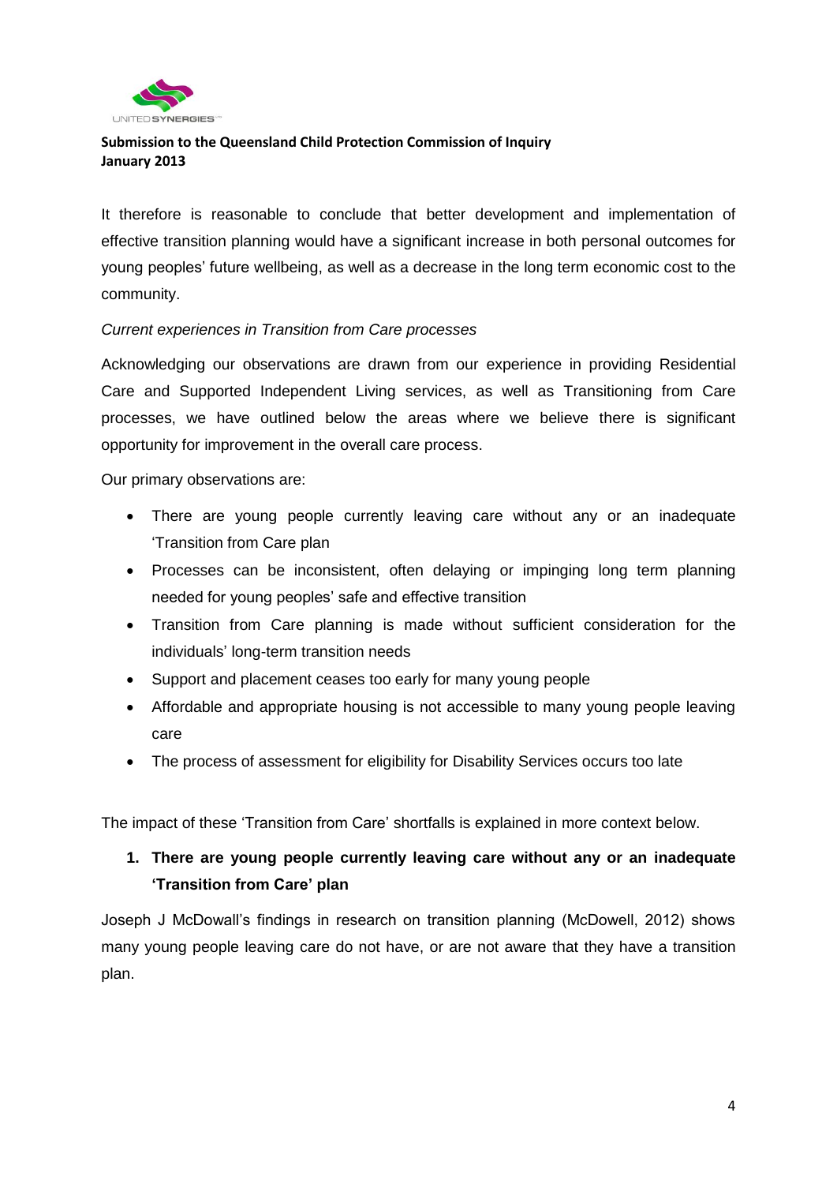It therefore is reasonable to conclude that better development and implementation of effective transition planning would have a significant increase in both personal outcomes for young peoples' future wellbeing, as well as a decrease in the long term economic cost to the community.

*Current experiences in Transition from Care processes*

Acknowledging our observations are drawn from our experience in providing Residential Care and Supported Independent Living services, as well as Transitioning from Care processes, we have outlined below the areas where we believe there is significant opportunity for improvement in the overall care process.

Our primary observations are:

- There are young people currently leaving care without any or an inadequate 'Transition from Care plan
- Processes can be inconsistent, often delaying or impinging long term planning needed for young peoples' safe and effective transition
- Transition from Care planning is made without sufficient consideration for the individuals' long-term transition needs
- Support and placement ceases too early for many young people
- Affordable and appropriate housing is not accessible to many young people leaving care
- The process of assessment for eligibility for Disability Services occurs too late

The impact of these 'Transition from Care' shortfalls is explained in more context below.

1. **There are young people currently leaving care without any or an inadequate 'Transition from Care' plan**

Joseph J McDowall's findings in research on transition planning (McDowell, 2012) shows many young people leaving care do not have, or are not aware that they have a transition plan.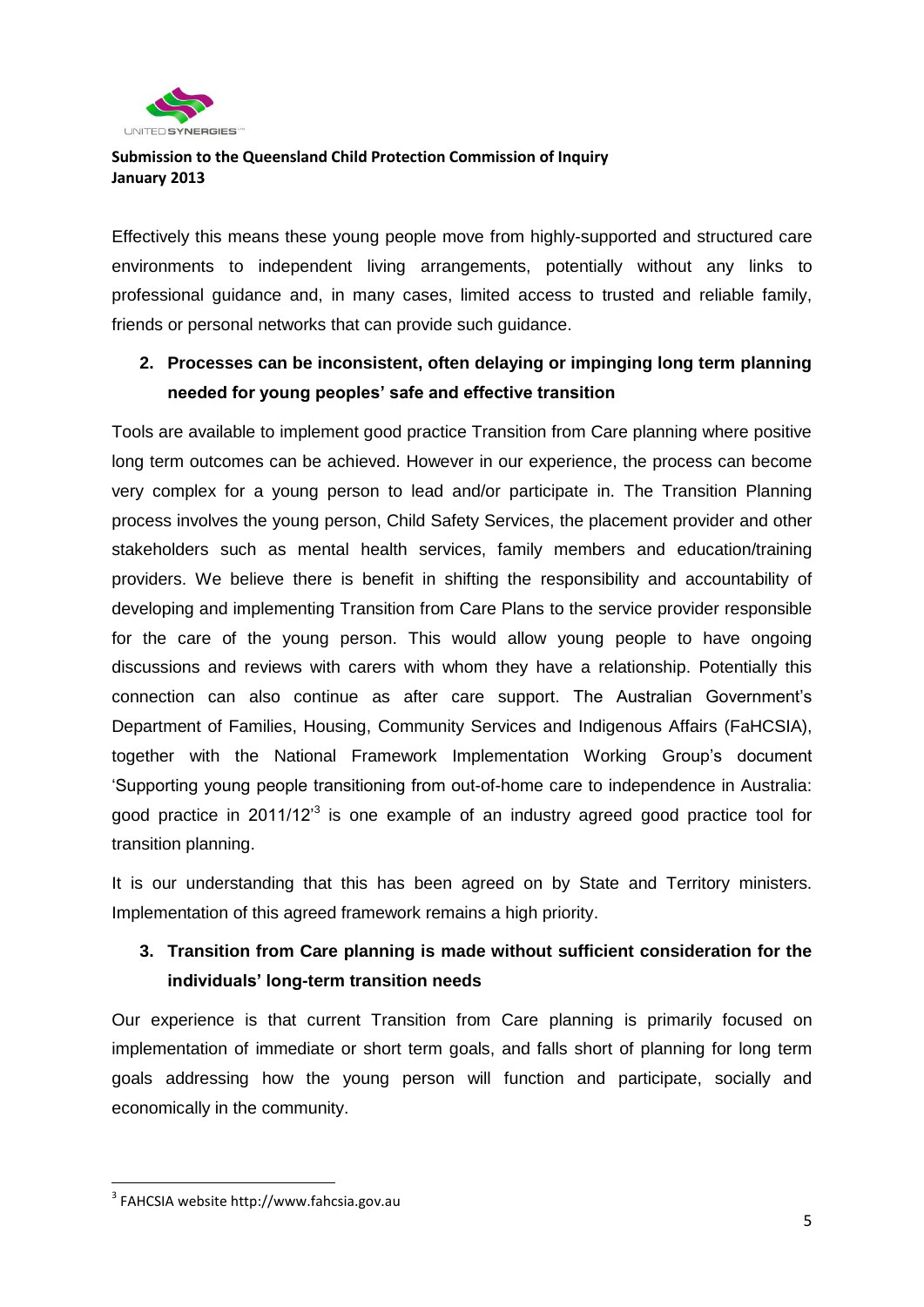Effectively this means these young people move from highly-supported and structured care environments to independent living arrangements, potentially without any links to professional guidance and, in many cases, limited access to trusted and reliable family, friends or personal networks that can provide such guidance.

**2. Processes can be inconsistent, often delaying or impinging long term planning needed for young peoples' safe and effective transition**

Tools are available to implement good practice Transition from Care planning where positive long term outcomes can be achieved. However in our experience, the process can become very complex for a young person to lead and/or participate in. The Transition Planning process involves the young person, Child Safety Services, the placement provider and other stakeholders such as mental health services, family members and education/training providers. We believe there is benefit in shifting the responsibility and accountability of developing and implementing Transition from Care Plans to the service provider responsible for the care of the young person. This would allow young people to have ongoing discussions and reviews with carers with whom they have a relationship. Potentially this connection can also continue as after care support. The Australian Government's Department of Families, Housing, Community Services and Indigenous Affairs (FaHCSIA), together with the National Framework Implementation Working Group's document 'Supporting young people transitioning from out-of-home care to independence in Australia: good practice in 2011/12'[3] is one example of an industry agreed good practice tool for transition planning.

It is our understanding that this has been agreed on by State and Territory ministers. Implementation of this agreed framework remains a high priority.

**3. Transition from Care planning is made without sufficient consideration for the individuals' long-term transition needs**

Our experience is that current Transition from Care planning is primarily focused on implementation of immediate or short term goals, and falls short of planning for long term goals addressing how the young person will function and participate, socially and economically in the community.

---

[3] FAHCSIA website http://www.fahcsia.gov.au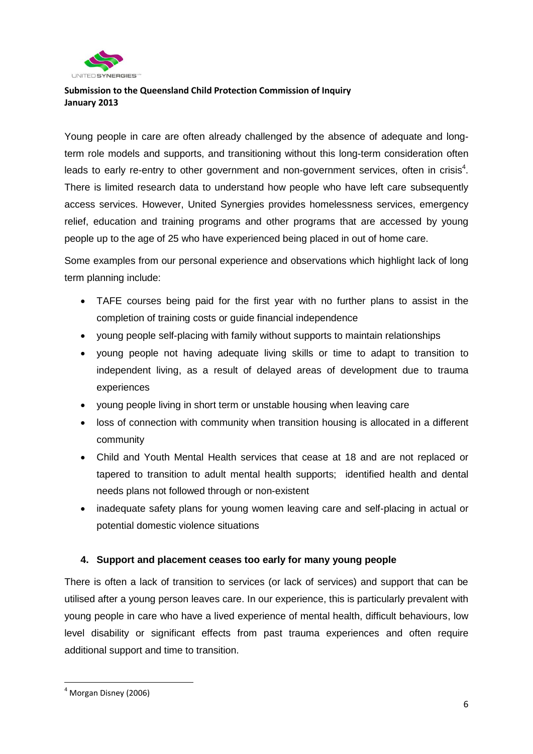Young people in care are often already challenged by the absence of adequate and long-term role models and supports, and transitioning without this long-term consideration often leads to early re-entry to other government and non-government services, often in crisis[4]. There is limited research data to understand how people who have left care subsequently access services. However, United Synergies provides homelessness services, emergency relief, education and training programs and other programs that are accessed by young people up to the age of 25 who have experienced being placed in out of home care.

Some examples from our personal experience and observations which highlight lack of long term planning include:

- TAFE courses being paid for the first year with no further plans to assist in the completion of training costs or guide financial independence
- young people self-placing with family without supports to maintain relationships
- young people not having adequate living skills or time to adapt to transition to independent living, as a result of delayed areas of development due to trauma experiences
- young people living in short term or unstable housing when leaving care
- loss of connection with community when transition housing is allocated in a different community
- Child and Youth Mental Health services that cease at 18 and are not replaced or tapered to transition to adult mental health supports; identified health and dental needs plans not followed through or non-existent
- inadequate safety plans for young women leaving care and self-placing in actual or potential domestic violence situations

## 4. Support and placement ceases too early for many young people

There is often a lack of transition to services (or lack of services) and support that can be utilised after a young person leaves care. In our experience, this is particularly prevalent with young people in care who have a lived experience of mental health, difficult behaviours, low level disability or significant effects from past trauma experiences and often require additional support and time to transition.

[4] Morgan Disney (2006)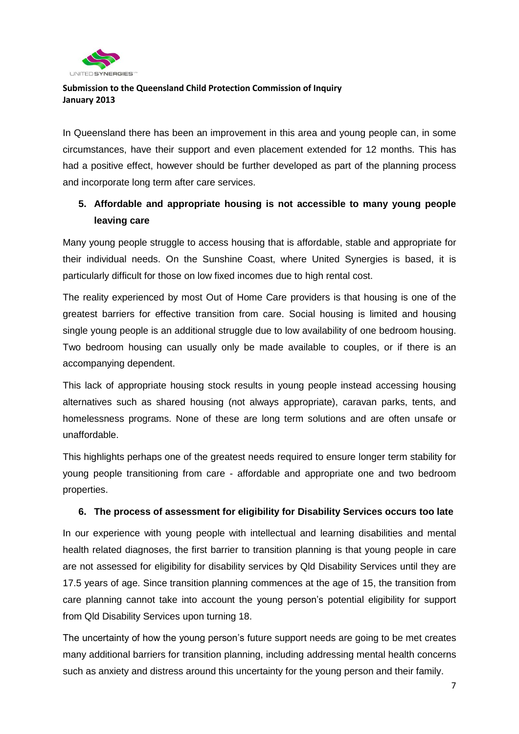In Queensland there has been an improvement in this area and young people can, in some circumstances, have their support and even placement extended for 12 months. This has had a positive effect, however should be further developed as part of the planning process and incorporate long term after care services.

5. **Affordable and appropriate housing is not accessible to many young people leaving care**

Many young people struggle to access housing that is affordable, stable and appropriate for their individual needs. On the Sunshine Coast, where United Synergies is based, it is particularly difficult for those on low fixed incomes due to high rental cost.

The reality experienced by most Out of Home Care providers is that housing is one of the greatest barriers for effective transition from care. Social housing is limited and housing single young people is an additional struggle due to low availability of one bedroom housing. Two bedroom housing can usually only be made available to couples, or if there is an accompanying dependent.

This lack of appropriate housing stock results in young people instead accessing housing alternatives such as shared housing (not always appropriate), caravan parks, tents, and homelessness programs. None of these are long term solutions and are often unsafe or unaffordable.

This highlights perhaps one of the greatest needs required to ensure longer term stability for young people transitioning from care - affordable and appropriate one and two bedroom properties.

6. **The process of assessment for eligibility for Disability Services occurs too late**

In our experience with young people with intellectual and learning disabilities and mental health related diagnoses, the first barrier to transition planning is that young people in care are not assessed for eligibility for disability services by Qld Disability Services until they are 17.5 years of age. Since transition planning commences at the age of 15, the transition from care planning cannot take into account the young person's potential eligibility for support from Qld Disability Services upon turning 18.

The uncertainty of how the young person's future support needs are going to be met creates many additional barriers for transition planning, including addressing mental health concerns such as anxiety and distress around this uncertainty for the young person and their family.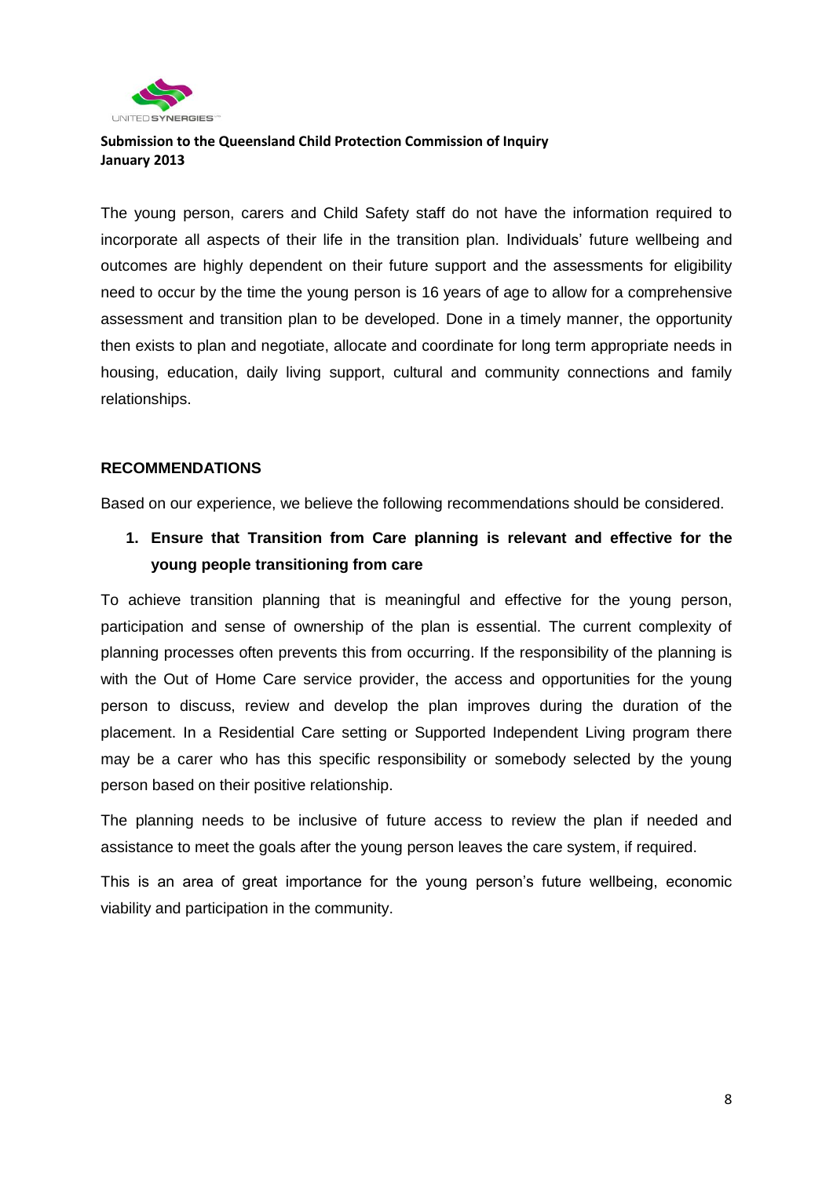The young person, carers and Child Safety staff do not have the information required to incorporate all aspects of their life in the transition plan. Individuals' future wellbeing and outcomes are highly dependent on their future support and the assessments for eligibility need to occur by the time the young person is 16 years of age to allow for a comprehensive assessment and transition plan to be developed. Done in a timely manner, the opportunity then exists to plan and negotiate, allocate and coordinate for long term appropriate needs in housing, education, daily living support, cultural and community connections and family relationships.

## RECOMMENDATIONS

Based on our experience, we believe the following recommendations should be considered.

### 1. Ensure that Transition from Care planning is relevant and effective for the young people transitioning from care

To achieve transition planning that is meaningful and effective for the young person, participation and sense of ownership of the plan is essential. The current complexity of planning processes often prevents this from occurring. If the responsibility of the planning is with the Out of Home Care service provider, the access and opportunities for the young person to discuss, review and develop the plan improves during the duration of the placement. In a Residential Care setting or Supported Independent Living program there may be a carer who has this specific responsibility or somebody selected by the young person based on their positive relationship.

The planning needs to be inclusive of future access to review the plan if needed and assistance to meet the goals after the young person leaves the care system, if required.

This is an area of great importance for the young person's future wellbeing, economic viability and participation in the community.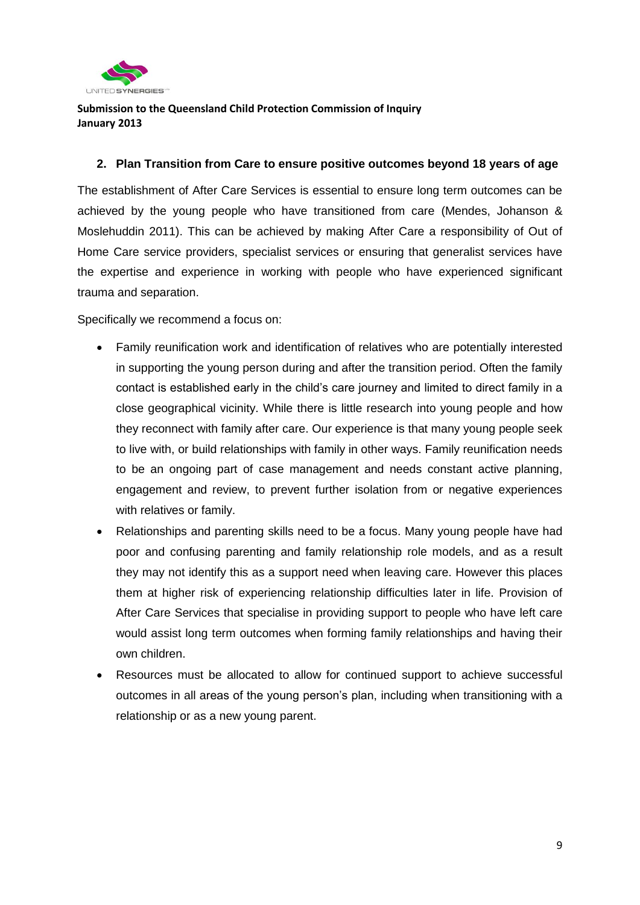## 2. Plan Transition from Care to ensure positive outcomes beyond 18 years of age

The establishment of After Care Services is essential to ensure long term outcomes can be achieved by the young people who have transitioned from care (Mendes, Johanson & Moslehuddin 2011). This can be achieved by making After Care a responsibility of Out of Home Care service providers, specialist services or ensuring that generalist services have the expertise and experience in working with people who have experienced significant trauma and separation.

Specifically we recommend a focus on:

- Family reunification work and identification of relatives who are potentially interested in supporting the young person during and after the transition period. Often the family contact is established early in the child's care journey and limited to direct family in a close geographical vicinity. While there is little research into young people and how they reconnect with family after care. Our experience is that many young people seek to live with, or build relationships with family in other ways. Family reunification needs to be an ongoing part of case management and needs constant active planning, engagement and review, to prevent further isolation from or negative experiences with relatives or family.
- Relationships and parenting skills need to be a focus. Many young people have had poor and confusing parenting and family relationship role models, and as a result they may not identify this as a support need when leaving care. However this places them at higher risk of experiencing relationship difficulties later in life. Provision of After Care Services that specialise in providing support to people who have left care would assist long term outcomes when forming family relationships and having their own children.
- Resources must be allocated to allow for continued support to achieve successful outcomes in all areas of the young person's plan, including when transitioning with a relationship or as a new young parent.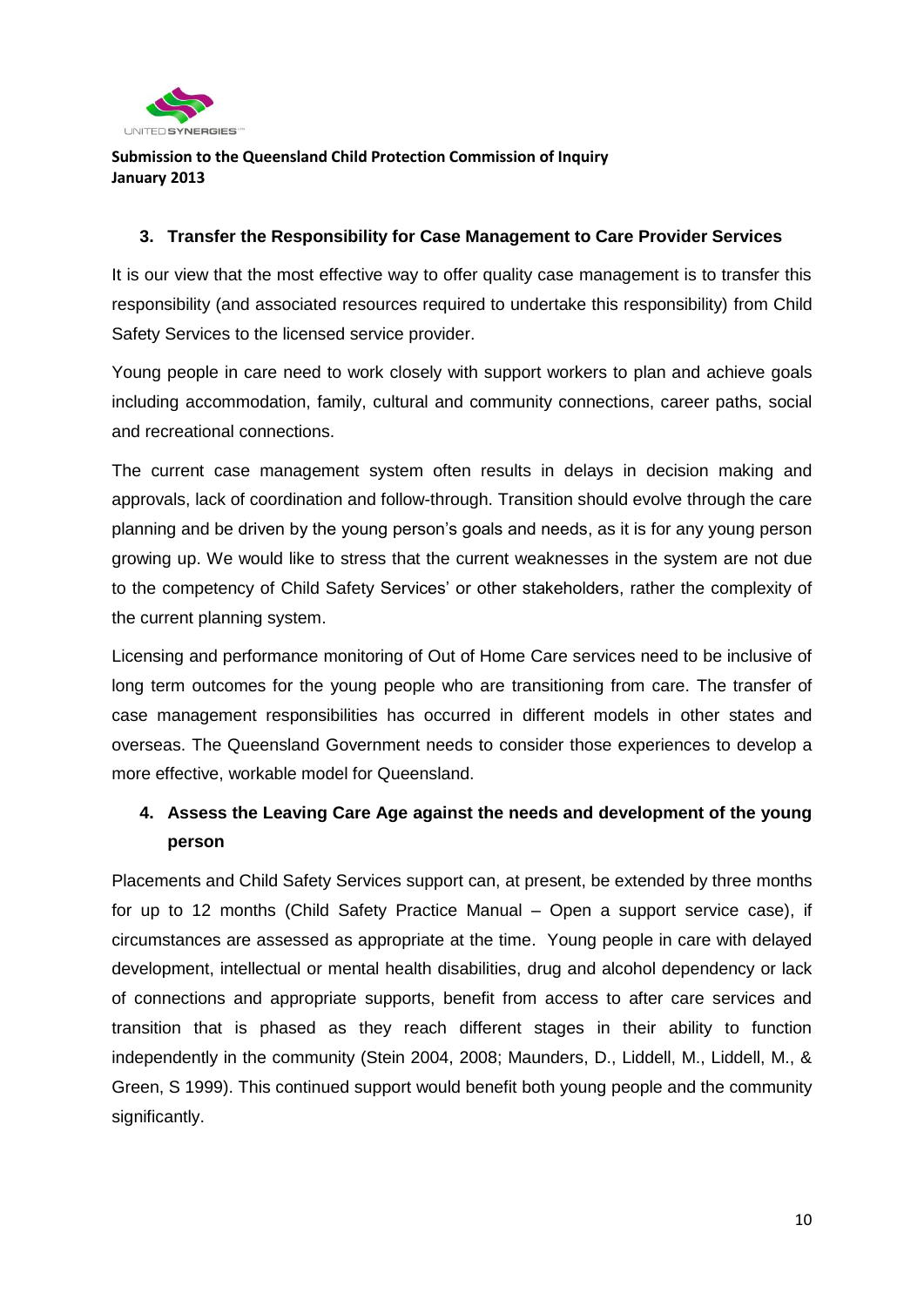### 3. Transfer the Responsibility for Case Management to Care Provider Services

It is our view that the most effective way to offer quality case management is to transfer this responsibility (and associated resources required to undertake this responsibility) from Child Safety Services to the licensed service provider.

Young people in care need to work closely with support workers to plan and achieve goals including accommodation, family, cultural and community connections, career paths, social and recreational connections.

The current case management system often results in delays in decision making and approvals, lack of coordination and follow-through. Transition should evolve through the care planning and be driven by the young person's goals and needs, as it is for any young person growing up. We would like to stress that the current weaknesses in the system are not due to the competency of Child Safety Services' or other stakeholders, rather the complexity of the current planning system.

Licensing and performance monitoring of Out of Home Care services need to be inclusive of long term outcomes for the young people who are transitioning from care. The transfer of case management responsibilities has occurred in different models in other states and overseas. The Queensland Government needs to consider those experiences to develop a more effective, workable model for Queensland.

### 4. Assess the Leaving Care Age against the needs and development of the young person

Placements and Child Safety Services support can, at present, be extended by three months for up to 12 months (Child Safety Practice Manual – Open a support service case), if circumstances are assessed as appropriate at the time. Young people in care with delayed development, intellectual or mental health disabilities, drug and alcohol dependency or lack of connections and appropriate supports, benefit from access to after care services and transition that is phased as they reach different stages in their ability to function independently in the community (Stein 2004, 2008; Maunders, D., Liddell, M., Liddell, M., & Green, S 1999). This continued support would benefit both young people and the community significantly.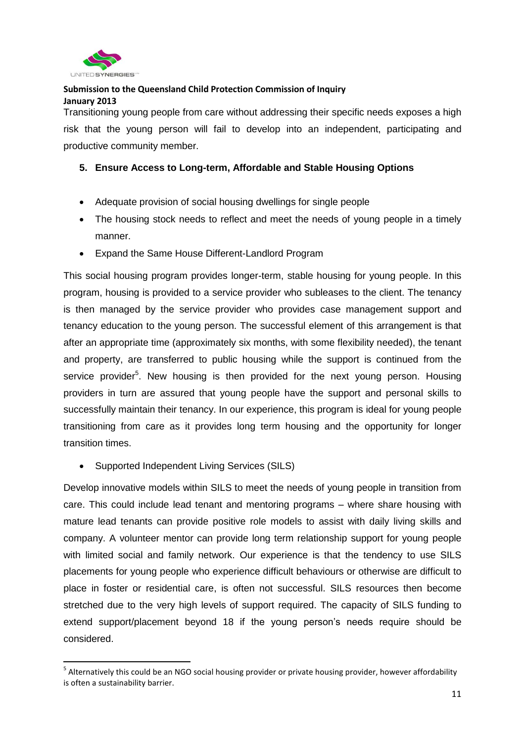Transitioning young people from care without addressing their specific needs exposes a high risk that the young person will fail to develop into an independent, participating and productive community member.

## 5. Ensure Access to Long-term, Affordable and Stable Housing Options

- Adequate provision of social housing dwellings for single people
- The housing stock needs to reflect and meet the needs of young people in a timely manner.
- Expand the Same House Different-Landlord Program

This social housing program provides longer-term, stable housing for young people. In this program, housing is provided to a service provider who subleases to the client. The tenancy is then managed by the service provider who provides case management support and tenancy education to the young person. The successful element of this arrangement is that after an appropriate time (approximately six months, with some flexibility needed), the tenant and property, are transferred to public housing while the support is continued from the service provider[5]. New housing is then provided for the next young person. Housing providers in turn are assured that young people have the support and personal skills to successfully maintain their tenancy. In our experience, this program is ideal for young people transitioning from care as it provides long term housing and the opportunity for longer transition times.

- Supported Independent Living Services (SILS)

Develop innovative models within SILS to meet the needs of young people in transition from care. This could include lead tenant and mentoring programs – where share housing with mature lead tenants can provide positive role models to assist with daily living skills and company. A volunteer mentor can provide long term relationship support for young people with limited social and family network. Our experience is that the tendency to use SILS placements for young people who experience difficult behaviours or otherwise are difficult to place in foster or residential care, is often not successful. SILS resources then become stretched due to the very high levels of support required. The capacity of SILS funding to extend support/placement beyond 18 if the young person's needs require should be considered.

---

[5] Alternatively this could be an NGO social housing provider or private housing provider, however affordability is often a sustainability barrier.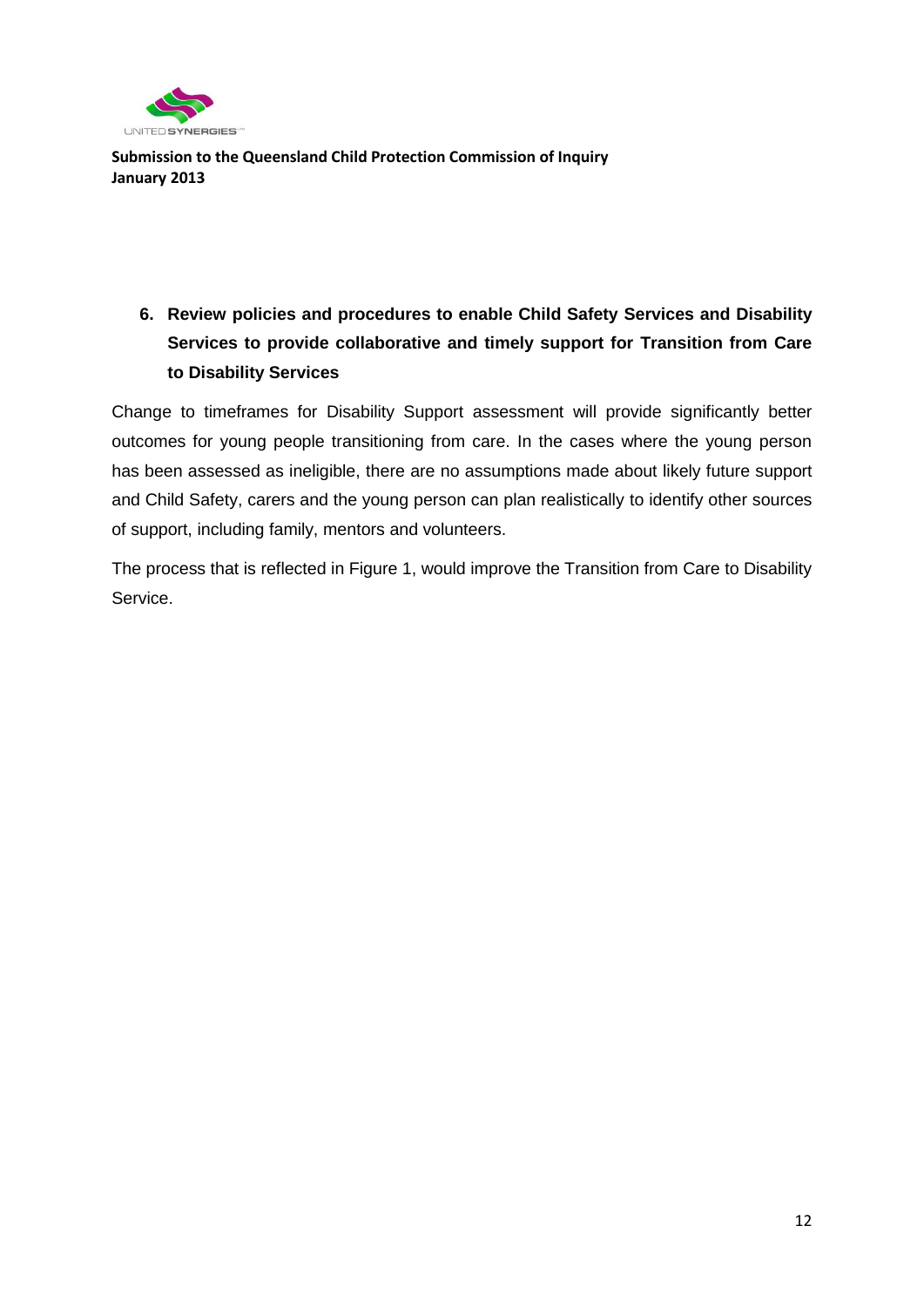6. **Review policies and procedures to enable Child Safety Services and Disability Services to provide collaborative and timely support for Transition from Care to Disability Services**

Change to timeframes for Disability Support assessment will provide significantly better outcomes for young people transitioning from care. In the cases where the young person has been assessed as ineligible, there are no assumptions made about likely future support and Child Safety, carers and the young person can plan realistically to identify other sources of support, including family, mentors and volunteers.

The process that is reflected in Figure 1, would improve the Transition from Care to Disability Service.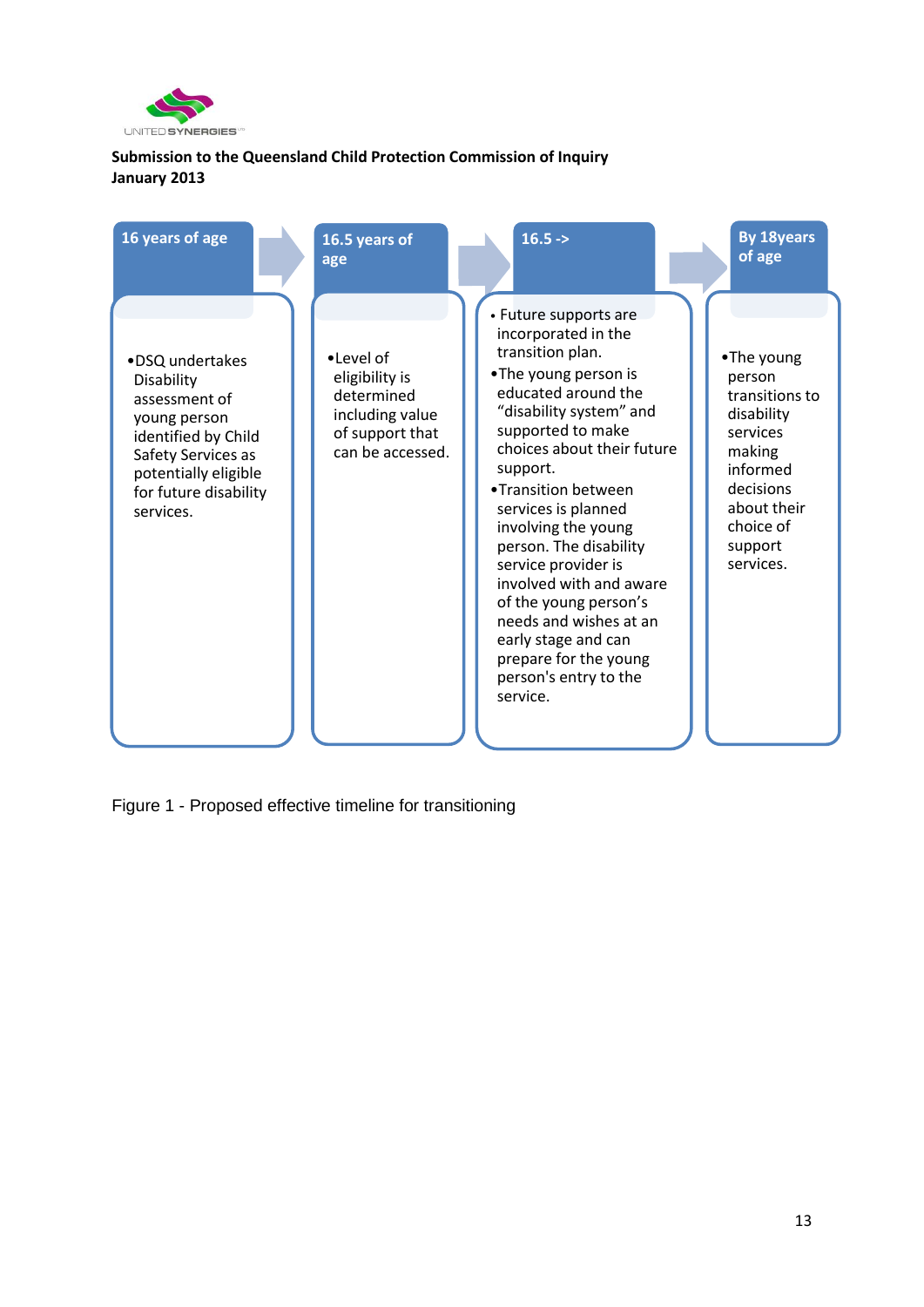UNITED SYNERGIES

**Submission to the Queensland Child Protection Commission of Inquiry**
**January 2013**

**16 years of age**

- DSQ undertakes Disability assessment of young person identified by Child Safety Services as potentially eligible for future disability services.

**16.5 years of age**

- Level of eligibility is determined including value of support that can be accessed.

**16.5 ->**

- Future supports are incorporated in the transition plan.
- The young person is educated around the "disability system" and supported to make choices about their future support.
- Transition between services is planned involving the young person. The disability service provider is involved with and aware of the young person's needs and wishes at an early stage and can prepare for the young person's entry to the service.

**By 18years of age**

- The young person transitions to disability services making informed decisions about their choice of support services.

Figure 1 - Proposed effective timeline for transitioning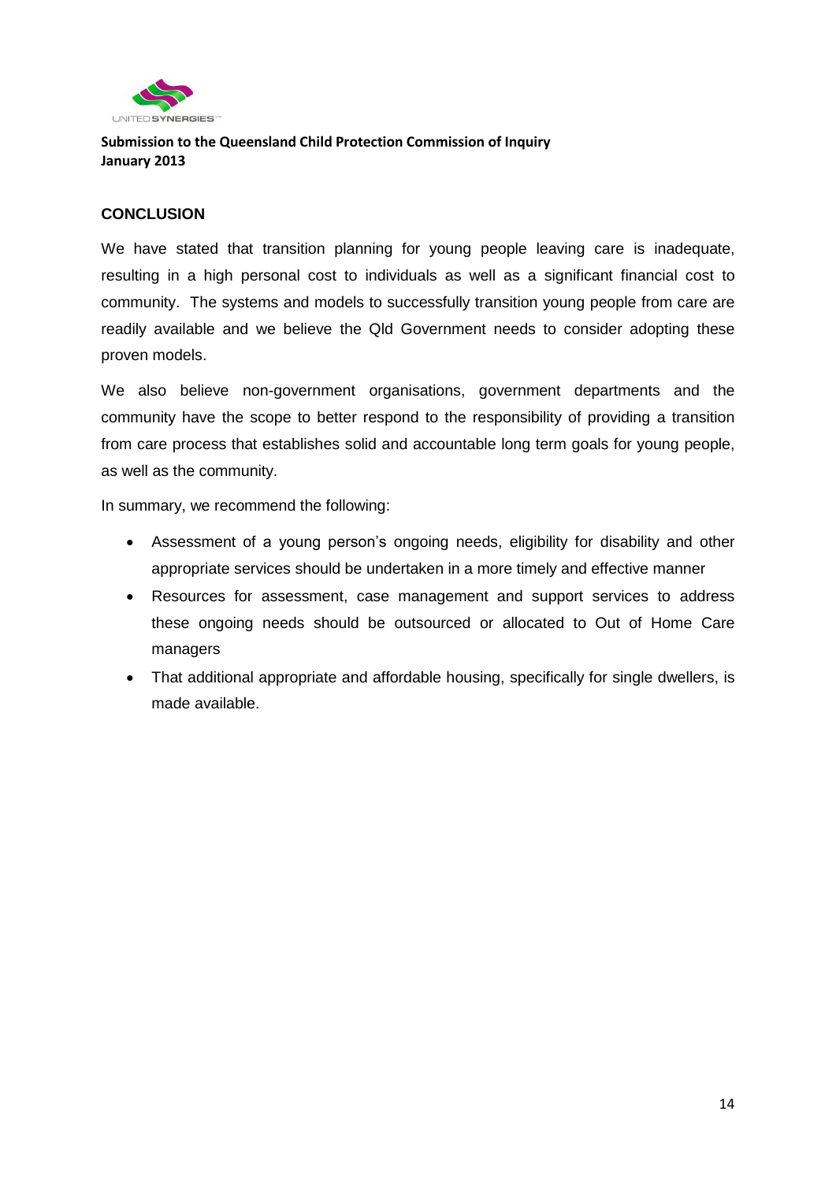## CONCLUSION

We have stated that transition planning for young people leaving care is inadequate, resulting in a high personal cost to individuals as well as a significant financial cost to community. The systems and models to successfully transition young people from care are readily available and we believe the Qld Government needs to consider adopting these proven models.

We also believe non-government organisations, government departments and the community have the scope to better respond to the responsibility of providing a transition from care process that establishes solid and accountable long term goals for young people, as well as the community.

In summary, we recommend the following:

- Assessment of a young person's ongoing needs, eligibility for disability and other appropriate services should be undertaken in a more timely and effective manner
- Resources for assessment, case management and support services to address these ongoing needs should be outsourced or allocated to Out of Home Care managers
- That additional appropriate and affordable housing, specifically for single dwellers, is made available.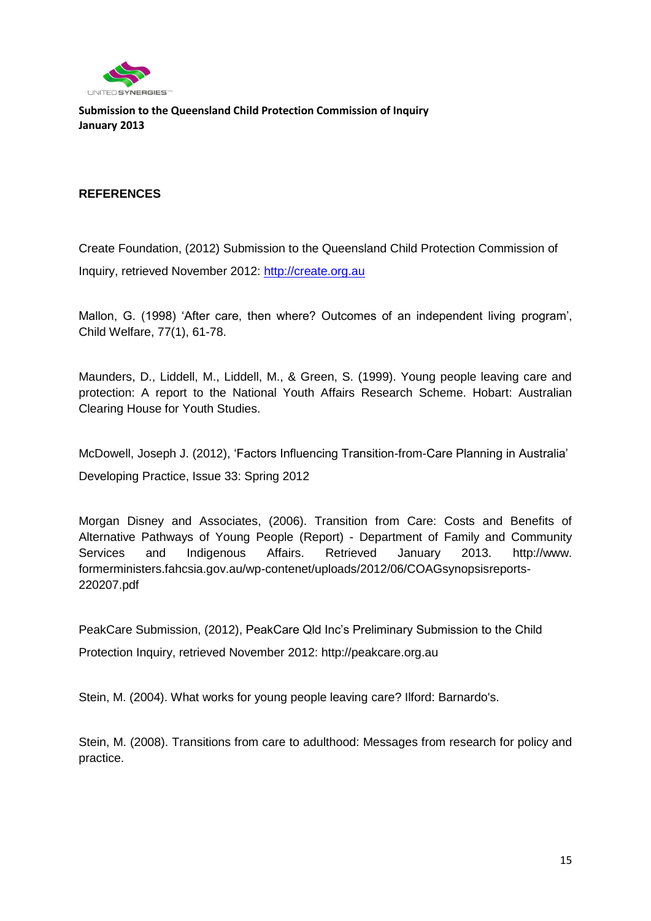**Submission to the Queensland Child Protection Commission of Inquiry**
**January 2013**

## REFERENCES

Create Foundation, (2012) Submission to the Queensland Child Protection Commission of Inquiry, retrieved November 2012: http://create.org.au

Mallon, G. (1998) 'After care, then where? Outcomes of an independent living program', Child Welfare, 77(1), 61-78.

Maunders, D., Liddell, M., Liddell, M., & Green, S. (1999). Young people leaving care and protection: A report to the National Youth Affairs Research Scheme. Hobart: Australian Clearing House for Youth Studies.

McDowell, Joseph J. (2012), 'Factors Influencing Transition-from-Care Planning in Australia' Developing Practice, Issue 33: Spring 2012

Morgan Disney and Associates, (2006). Transition from Care: Costs and Benefits of Alternative Pathways of Young People (Report) - Department of Family and Community Services and Indigenous Affairs. Retrieved January 2013. http://www. formerministers.fahcsia.gov.au/wp-contenet/uploads/2012/06/COAGsynopsisreports-220207.pdf

PeakCare Submission, (2012), PeakCare Qld Inc's Preliminary Submission to the Child Protection Inquiry, retrieved November 2012: http://peakcare.org.au

Stein, M. (2004). What works for young people leaving care? Ilford: Barnardo's.

Stein, M. (2008). Transitions from care to adulthood: Messages from research for policy and practice.